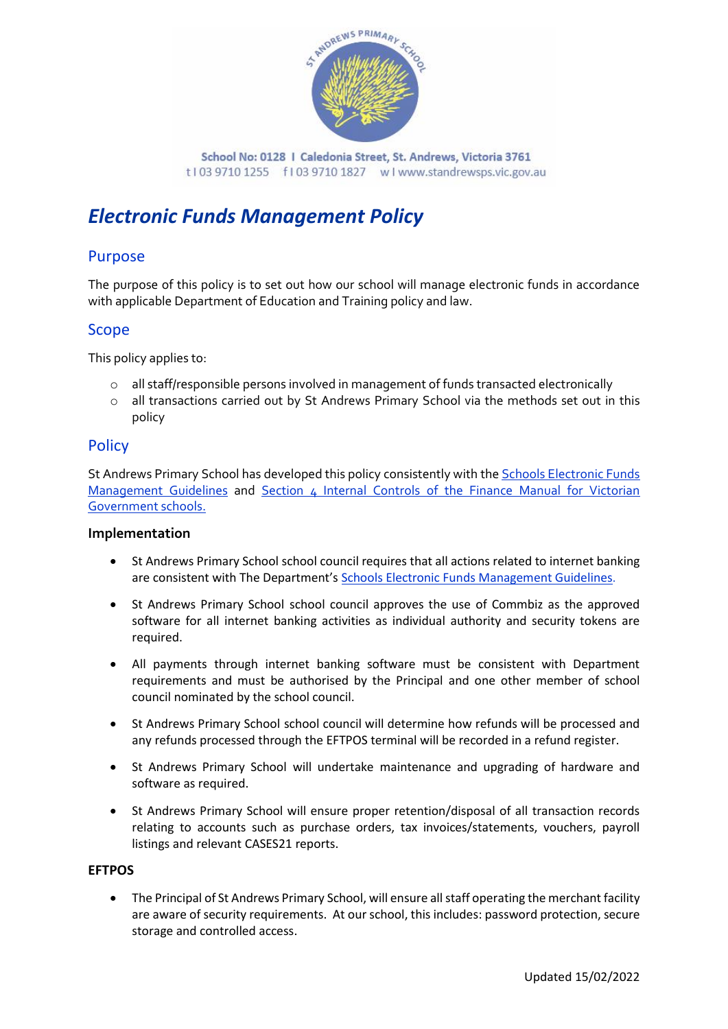School No: 0128 I Caledonia Street, St. Andrews, Victoria 3761
t I 03 9710 1255 f I 03 9710 1827 w I www.standrewsps.vic.gov.au

# *Electronic Funds Management Policy*

## Purpose

The purpose of this policy is to set out how our school will manage electronic funds in accordance with applicable Department of Education and Training policy and law.

## Scope

This policy applies to:

- all staff/responsible persons involved in management of funds transacted electronically
- all transactions carried out by St Andrews Primary School via the methods set out in this policy

## Policy

St Andrews Primary School has developed this policy consistently with the Schools Electronic Funds Management Guidelines and Section 4 Internal Controls of the Finance Manual for Victorian Government schools.

### Implementation

- St Andrews Primary School school council requires that all actions related to internet banking are consistent with The Department's Schools Electronic Funds Management Guidelines.
- St Andrews Primary School school council approves the use of Commbiz as the approved software for all internet banking activities as individual authority and security tokens are required.
- All payments through internet banking software must be consistent with Department requirements and must be authorised by the Principal and one other member of school council nominated by the school council.
- St Andrews Primary School school council will determine how refunds will be processed and any refunds processed through the EFTPOS terminal will be recorded in a refund register.
- St Andrews Primary School will undertake maintenance and upgrading of hardware and software as required.
- St Andrews Primary School will ensure proper retention/disposal of all transaction records relating to accounts such as purchase orders, tax invoices/statements, vouchers, payroll listings and relevant CASES21 reports.

### EFTPOS

- The Principal of St Andrews Primary School, will ensure all staff operating the merchant facility are aware of security requirements. At our school, this includes: password protection, secure storage and controlled access.

Updated 15/02/2022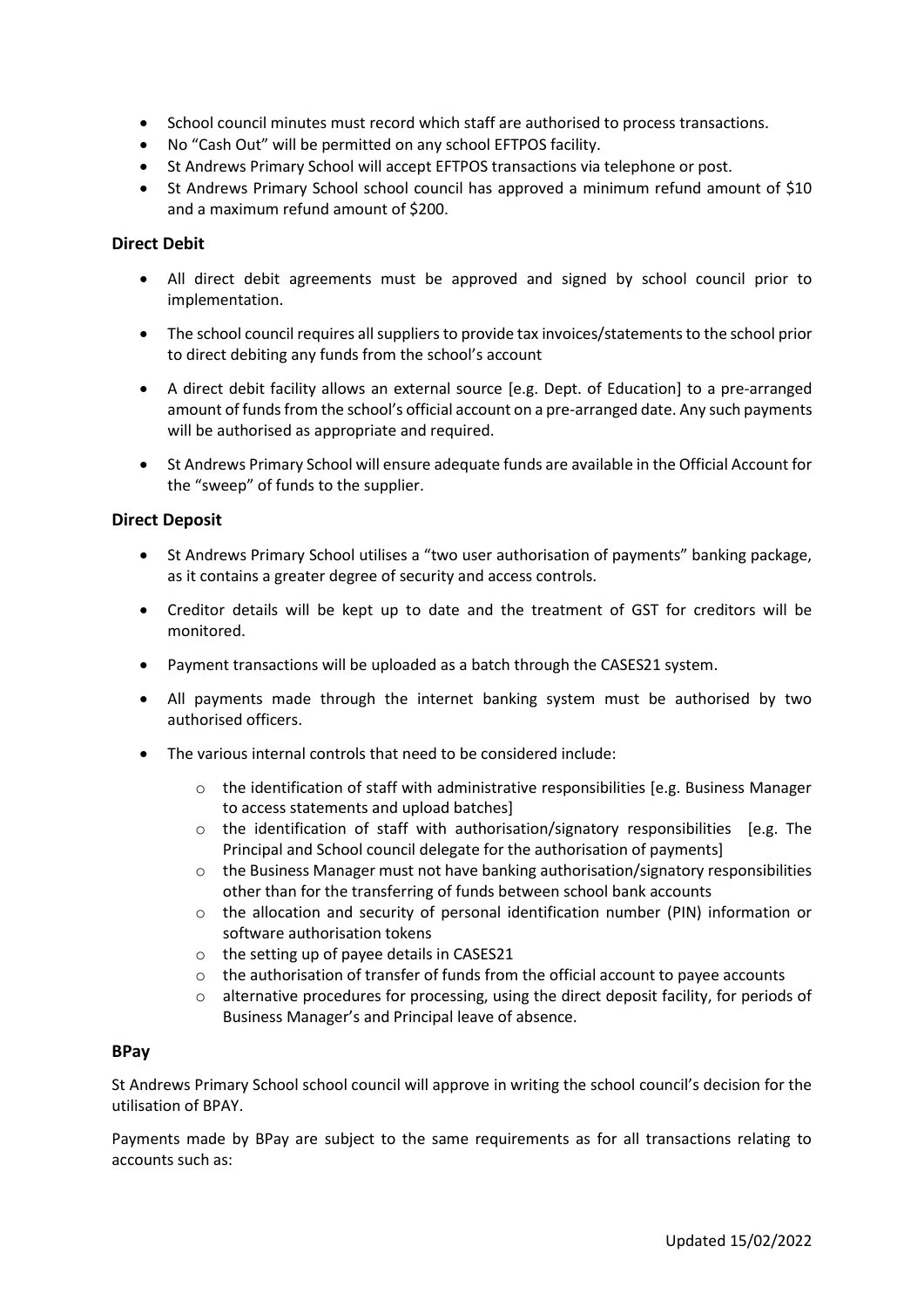- School council minutes must record which staff are authorised to process transactions.
- No "Cash Out" will be permitted on any school EFTPOS facility.
- St Andrews Primary School will accept EFTPOS transactions via telephone or post.
- St Andrews Primary School school council has approved a minimum refund amount of $10 and a maximum refund amount of $200.

### Direct Debit

- All direct debit agreements must be approved and signed by school council prior to implementation.
- The school council requires all suppliers to provide tax invoices/statements to the school prior to direct debiting any funds from the school's account
- A direct debit facility allows an external source [e.g. Dept. of Education] to a pre-arranged amount of funds from the school's official account on a pre-arranged date. Any such payments will be authorised as appropriate and required.
- St Andrews Primary School will ensure adequate funds are available in the Official Account for the "sweep" of funds to the supplier.

### Direct Deposit

- St Andrews Primary School utilises a "two user authorisation of payments" banking package, as it contains a greater degree of security and access controls.
- Creditor details will be kept up to date and the treatment of GST for creditors will be monitored.
- Payment transactions will be uploaded as a batch through the CASES21 system.
- All payments made through the internet banking system must be authorised by two authorised officers.
- The various internal controls that need to be considered include:
  - the identification of staff with administrative responsibilities [e.g. Business Manager to access statements and upload batches]
  - the identification of staff with authorisation/signatory responsibilities [e.g. The Principal and School council delegate for the authorisation of payments]
  - the Business Manager must not have banking authorisation/signatory responsibilities other than for the transferring of funds between school bank accounts
  - the allocation and security of personal identification number (PIN) information or software authorisation tokens
  - the setting up of payee details in CASES21
  - the authorisation of transfer of funds from the official account to payee accounts
  - alternative procedures for processing, using the direct deposit facility, for periods of Business Manager's and Principal leave of absence.

### BPay

St Andrews Primary School school council will approve in writing the school council's decision for the utilisation of BPAY.

Payments made by BPay are subject to the same requirements as for all transactions relating to accounts such as: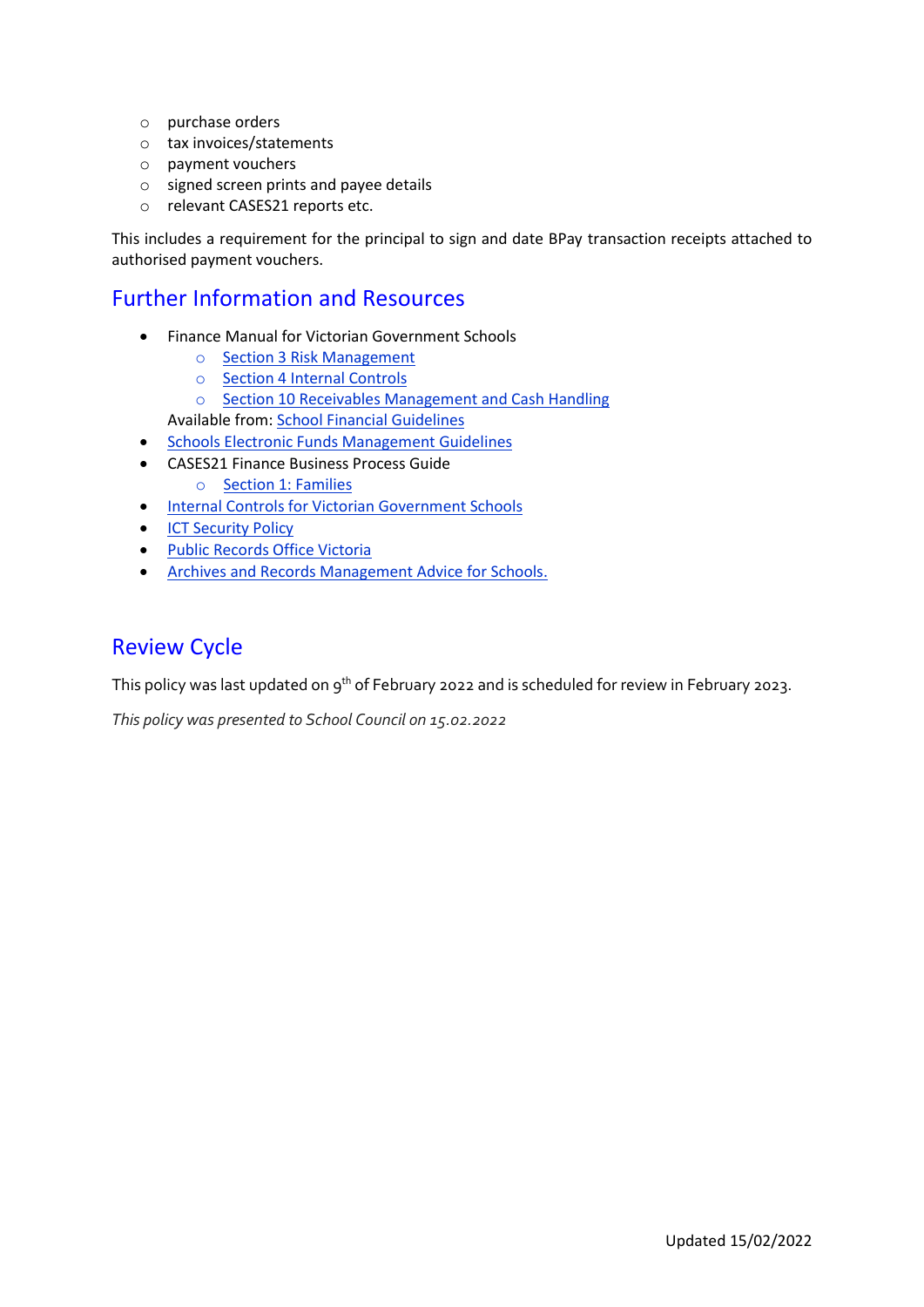- purchase orders
- tax invoices/statements
- payment vouchers
- signed screen prints and payee details
- relevant CASES21 reports etc.

This includes a requirement for the principal to sign and date BPay transaction receipts attached to authorised payment vouchers.

## Further Information and Resources

- Finance Manual for Victorian Government Schools
  - Section 3 Risk Management
  - Section 4 Internal Controls
  - Section 10 Receivables Management and Cash Handling

  Available from: School Financial Guidelines
- Schools Electronic Funds Management Guidelines
- CASES21 Finance Business Process Guide
  - Section 1: Families
- Internal Controls for Victorian Government Schools
- ICT Security Policy
- Public Records Office Victoria
- Archives and Records Management Advice for Schools.

## Review Cycle

This policy was last updated on 9th of February 2022 and is scheduled for review in February 2023.

*This policy was presented to School Council on 15.02.2022*